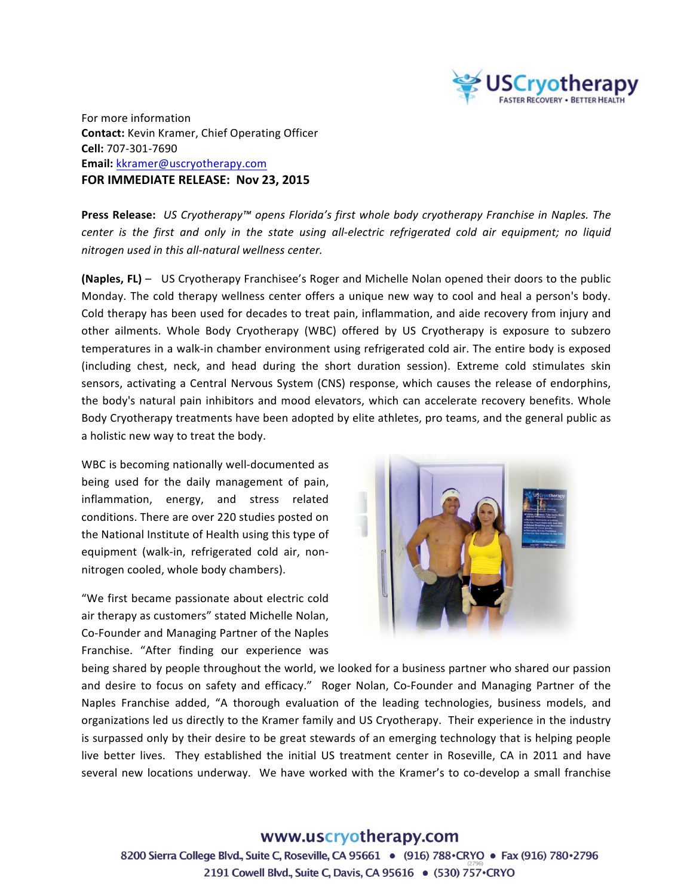For more information
**Contact:** Kevin Kramer, Chief Operating Officer
**Cell:** 707-301-7690
**Email:** kkramer@uscryotherapy.com
**FOR IMMEDIATE RELEASE: Nov 23, 2015**

**Press Release:** *US Cryotherapy™ opens Florida's first whole body cryotherapy Franchise in Naples. The center is the first and only in the state using all-electric refrigerated cold air equipment; no liquid nitrogen used in this all-natural wellness center.*

**(Naples, FL)** – US Cryotherapy Franchisee's Roger and Michelle Nolan opened their doors to the public Monday. The cold therapy wellness center offers a unique new way to cool and heal a person's body. Cold therapy has been used for decades to treat pain, inflammation, and aide recovery from injury and other ailments. Whole Body Cryotherapy (WBC) offered by US Cryotherapy is exposure to subzero temperatures in a walk-in chamber environment using refrigerated cold air. The entire body is exposed (including chest, neck, and head during the short duration session). Extreme cold stimulates skin sensors, activating a Central Nervous System (CNS) response, which causes the release of endorphins, the body's natural pain inhibitors and mood elevators, which can accelerate recovery benefits. Whole Body Cryotherapy treatments have been adopted by elite athletes, pro teams, and the general public as a holistic new way to treat the body.

WBC is becoming nationally well-documented as being used for the daily management of pain, inflammation, energy, and stress related conditions. There are over 220 studies posted on the National Institute of Health using this type of equipment (walk-in, refrigerated cold air, non-nitrogen cooled, whole body chambers).

"We first became passionate about electric cold air therapy as customers" stated Michelle Nolan, Co-Founder and Managing Partner of the Naples Franchise. "After finding our experience was being shared by people throughout the world, we looked for a business partner who shared our passion and desire to focus on safety and efficacy." Roger Nolan, Co-Founder and Managing Partner of the Naples Franchise added, "A thorough evaluation of the leading technologies, business models, and organizations led us directly to the Kramer family and US Cryotherapy. Their experience in the industry is surpassed only by their desire to be great stewards of an emerging technology that is helping people live better lives. They established the initial US treatment center in Roseville, CA in 2011 and have several new locations underway. We have worked with the Kramer's to co-develop a small franchise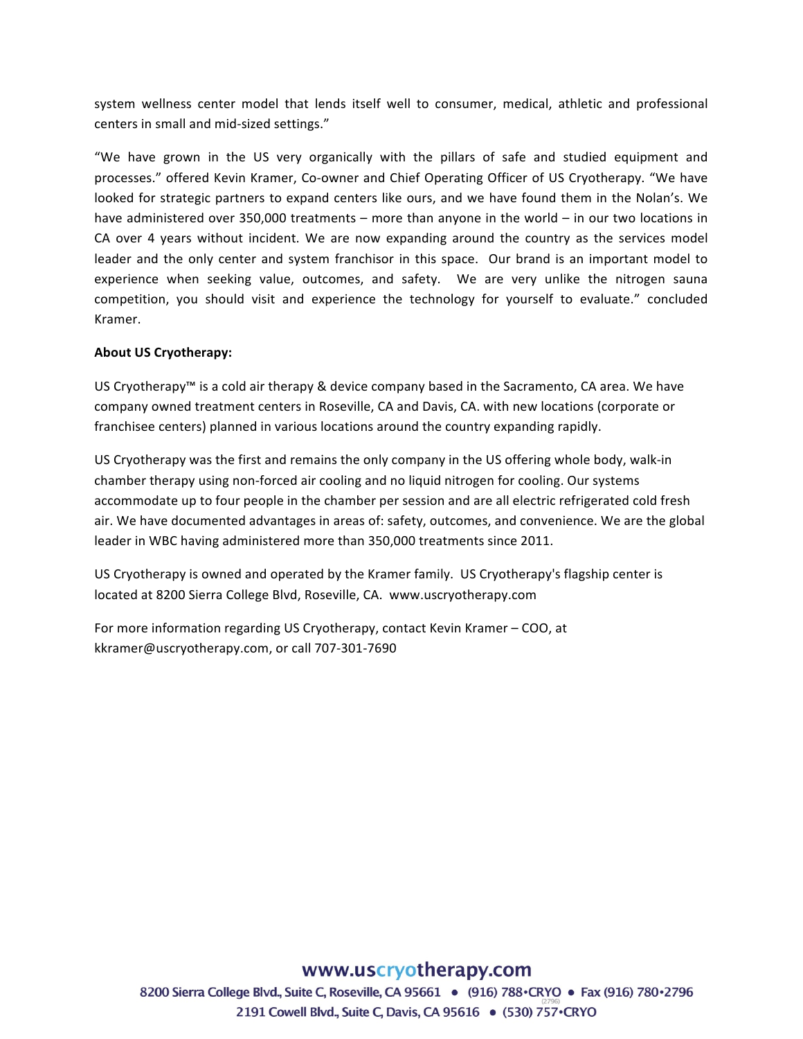system wellness center model that lends itself well to consumer, medical, athletic and professional centers in small and mid-sized settings."

"We have grown in the US very organically with the pillars of safe and studied equipment and processes." offered Kevin Kramer, Co-owner and Chief Operating Officer of US Cryotherapy. "We have looked for strategic partners to expand centers like ours, and we have found them in the Nolan's. We have administered over 350,000 treatments – more than anyone in the world – in our two locations in CA over 4 years without incident. We are now expanding around the country as the services model leader and the only center and system franchisor in this space. Our brand is an important model to experience when seeking value, outcomes, and safety. We are very unlike the nitrogen sauna competition, you should visit and experience the technology for yourself to evaluate." concluded Kramer.

**About US Cryotherapy:**

US Cryotherapy™ is a cold air therapy & device company based in the Sacramento, CA area. We have company owned treatment centers in Roseville, CA and Davis, CA. with new locations (corporate or franchisee centers) planned in various locations around the country expanding rapidly.

US Cryotherapy was the first and remains the only company in the US offering whole body, walk-in chamber therapy using non-forced air cooling and no liquid nitrogen for cooling. Our systems accommodate up to four people in the chamber per session and are all electric refrigerated cold fresh air. We have documented advantages in areas of: safety, outcomes, and convenience. We are the global leader in WBC having administered more than 350,000 treatments since 2011.

US Cryotherapy is owned and operated by the Kramer family. US Cryotherapy's flagship center is located at 8200 Sierra College Blvd, Roseville, CA. www.uscryotherapy.com

For more information regarding US Cryotherapy, contact Kevin Kramer – COO, at kkramer@uscryotherapy.com, or call 707-301-7690

www.uscryotherapy.com

8200 Sierra College Blvd., Suite C, Roseville, CA 95661 • (916) 788•CRYO (2796) • Fax (916) 780•2796

2191 Cowell Blvd., Suite C, Davis, CA 95616 • (530) 757•CRYO